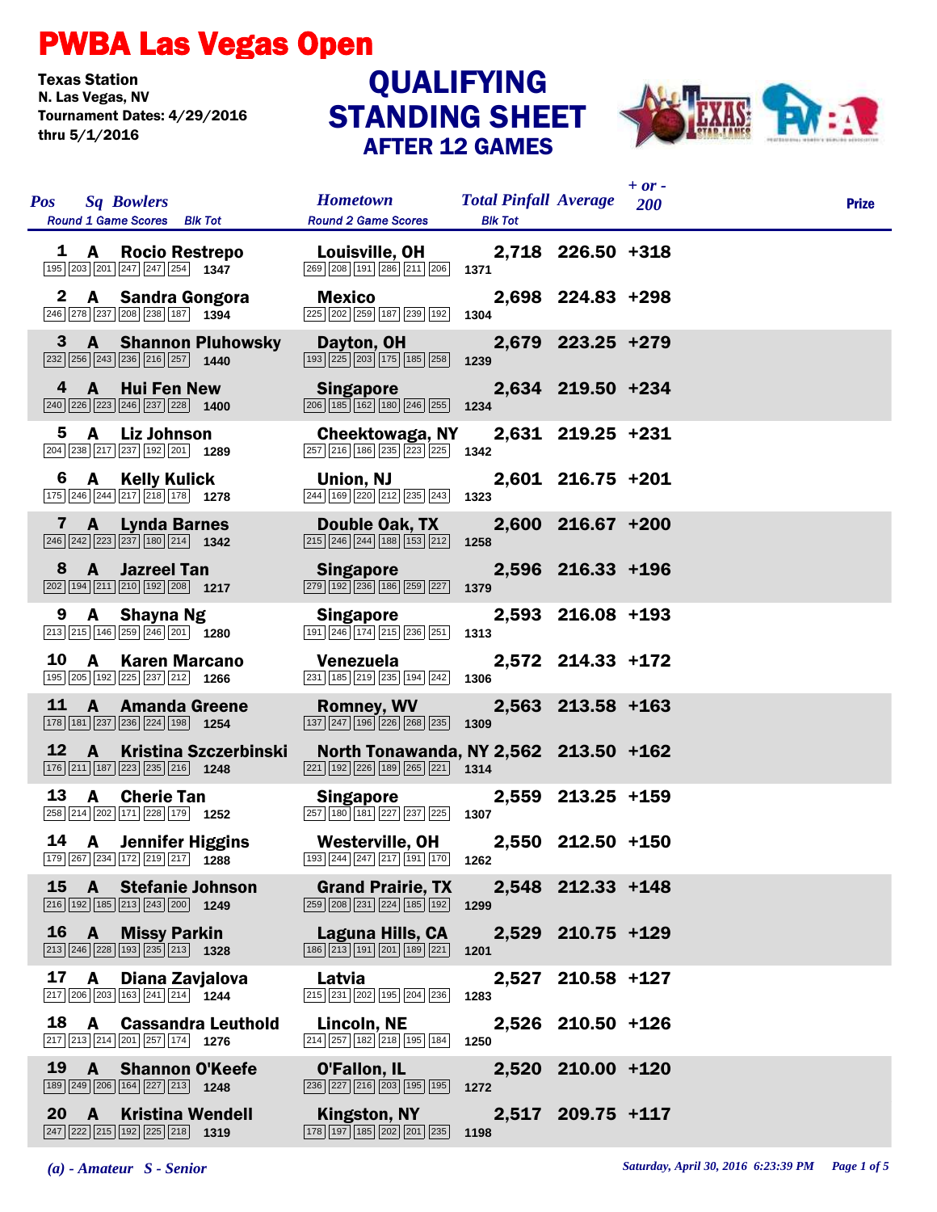# PWBA Las Vegas Open

**Texas Station**
**N. Las Vegas, NV**
**Tournament Dates: 4/29/2016 thru 5/1/2016**

## QUALIFYING STANDING SHEET
### AFTER 12 GAMES

| Pos | Sq | Bowlers | Round 1 Game Scores | Blk Tot | Hometown | Round 2 Game Scores | Blk Tot | Total Pinfall | Average | + or - 200 | Prize |
|---|---|---|---|---|---|---|---|---|---|---|---|
| 1 | A | Rocio Restrepo | 195 203 201 247 247 254 | 1347 | Louisville, OH | 269 208 191 286 211 206 | 1371 | 2,718 | 226.50 | +318 | |
| 2 | A | Sandra Gongora | 246 278 237 208 238 187 | 1394 | Mexico | 225 202 259 187 239 192 | 1304 | 2,698 | 224.83 | +298 | |
| 3 | A | Shannon Pluhowsky | 232 256 243 236 216 257 | 1440 | Dayton, OH | 193 225 203 175 185 258 | 1239 | 2,679 | 223.25 | +279 | |
| 4 | A | Hui Fen New | 240 226 223 246 237 228 | 1400 | Singapore | 206 185 162 180 246 255 | 1234 | 2,634 | 219.50 | +234 | |
| 5 | A | Liz Johnson | 204 238 217 237 192 201 | 1289 | Cheektowaga, NY | 257 216 186 235 223 225 | 1342 | 2,631 | 219.25 | +231 | |
| 6 | A | Kelly Kulick | 175 246 244 217 218 178 | 1278 | Union, NJ | 244 169 220 212 235 243 | 1323 | 2,601 | 216.75 | +201 | |
| 7 | A | Lynda Barnes | 246 242 223 237 180 214 | 1342 | Double Oak, TX | 215 246 244 188 153 212 | 1258 | 2,600 | 216.67 | +200 | |
| 8 | A | Jazreel Tan | 202 194 211 210 192 208 | 1217 | Singapore | 279 192 236 186 259 227 | 1379 | 2,596 | 216.33 | +196 | |
| 9 | A | Shayna Ng | 213 215 146 259 246 201 | 1280 | Singapore | 191 246 174 215 236 251 | 1313 | 2,593 | 216.08 | +193 | |
| 10 | A | Karen Marcano | 195 205 192 225 237 212 | 1266 | Venezuela | 231 185 219 235 194 242 | 1306 | 2,572 | 214.33 | +172 | |
| 11 | A | Amanda Greene | 178 181 237 236 224 198 | 1254 | Romney, WV | 137 247 196 226 268 235 | 1309 | 2,563 | 213.58 | +163 | |
| 12 | A | Kristina Szczerbinski | 176 211 187 223 235 216 | 1248 | North Tonawanda, NY | 221 192 226 189 265 221 | 1314 | 2,562 | 213.50 | +162 | |
| 13 | A | Cherie Tan | 258 214 202 171 228 179 | 1252 | Singapore | 257 180 181 227 237 225 | 1307 | 2,559 | 213.25 | +159 | |
| 14 | A | Jennifer Higgins | 179 267 234 172 219 217 | 1288 | Westerville, OH | 193 244 247 217 191 170 | 1262 | 2,550 | 212.50 | +150 | |
| 15 | A | Stefanie Johnson | 216 192 185 213 243 200 | 1249 | Grand Prairie, TX | 259 208 231 224 185 192 | 1299 | 2,548 | 212.33 | +148 | |
| 16 | A | Missy Parkin | 213 246 228 193 235 213 | 1328 | Laguna Hills, CA | 186 213 191 201 189 221 | 1201 | 2,529 | 210.75 | +129 | |
| 17 | A | Diana Zavjalova | 217 206 203 163 241 214 | 1244 | Latvia | 215 231 202 195 204 236 | 1283 | 2,527 | 210.58 | +127 | |
| 18 | A | Cassandra Leuthold | 217 213 214 201 257 174 | 1276 | Lincoln, NE | 214 257 182 218 195 184 | 1250 | 2,526 | 210.50 | +126 | |
| 19 | A | Shannon O'Keefe | 189 249 206 164 227 213 | 1248 | O'Fallon, IL | 236 227 216 203 195 195 | 1272 | 2,520 | 210.00 | +120 | |
| 20 | A | Kristina Wendell | 247 222 215 192 225 218 | 1319 | Kingston, NY | 178 197 185 202 201 235 | 1198 | 2,517 | 209.75 | +117 | |

*(a) - Amateur S - Senior*

*Saturday, April 30, 2016 6:23:39 PM*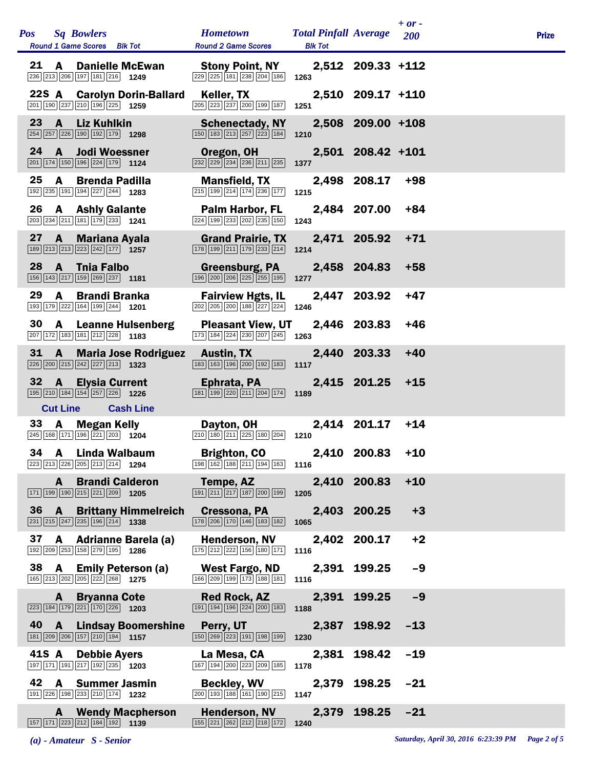| Pos | Sq | Bowlers | Round 1 Game Scores | Blk Tot | Hometown | Round 2 Game Scores | Blk Tot | Total Pinfall | Average | + or - 200 | Prize |
|---|---|---|---|---|---|---|---|---|---|---|---|
| 21 | A | Danielle McEwan | 236 213 206 197 181 216 | 1249 | Stony Point, NY | 229 225 181 238 204 186 | 1263 | 2,512 | 209.33 | +112 | |
| 22S | A | Carolyn Dorin-Ballard | 201 190 237 210 196 225 | 1259 | Keller, TX | 205 223 237 200 199 187 | 1251 | 2,510 | 209.17 | +110 | |
| 23 | A | Liz Kuhlkin | 254 257 226 190 192 179 | 1298 | Schenectady, NY | 150 183 213 257 223 184 | 1210 | 2,508 | 209.00 | +108 | |
| 24 | A | Jodi Woessner | 201 174 150 196 224 179 | 1124 | Oregon, OH | 232 229 234 236 211 235 | 1377 | 2,501 | 208.42 | +101 | |
| 25 | A | Brenda Padilla | 192 235 191 194 227 244 | 1283 | Mansfield, TX | 215 199 214 174 236 177 | 1215 | 2,498 | 208.17 | +98 | |
| 26 | A | Ashly Galante | 203 234 211 181 179 233 | 1241 | Palm Harbor, FL | 224 199 233 202 235 150 | 1243 | 2,484 | 207.00 | +84 | |
| 27 | A | Mariana Ayala | 189 213 213 223 242 177 | 1257 | Grand Prairie, TX | 178 199 211 179 233 214 | 1214 | 2,471 | 205.92 | +71 | |
| 28 | A | Tnia Falbo | 156 143 217 159 269 237 | 1181 | Greensburg, PA | 196 200 206 225 255 195 | 1277 | 2,458 | 204.83 | +58 | |
| 29 | A | Brandi Branka | 193 179 222 164 199 244 | 1201 | Fairview Hgts, IL | 202 205 200 188 227 224 | 1246 | 2,447 | 203.92 | +47 | |
| 30 | A | Leanne Hulsenberg | 207 172 183 181 212 228 | 1183 | Pleasant View, UT | 173 184 224 230 207 245 | 1263 | 2,446 | 203.83 | +46 | |
| 31 | A | Maria Jose Rodriguez | 226 200 215 242 227 213 | 1323 | Austin, TX | 183 163 196 200 192 183 | 1117 | 2,440 | 203.33 | +40 | |
| 32 | A | Elysia Current | 195 210 184 154 257 226 | 1226 | Ephrata, PA | 181 199 220 211 204 174 | 1189 | 2,415 | 201.25 | +15 | |
| Cut Line | | Cash Line | | | | | | | | | |
| 33 | A | Megan Kelly | 245 168 171 196 221 203 | 1204 | Dayton, OH | 210 180 211 225 180 204 | 1210 | 2,414 | 201.17 | +14 | |
| 34 | A | Linda Walbaum | 223 213 226 205 213 214 | 1294 | Brighton, CO | 198 162 188 211 194 163 | 1116 | 2,410 | 200.83 | +10 | |
| | A | Brandi Calderon | 171 199 190 215 221 209 | 1205 | Tempe, AZ | 191 211 217 187 200 199 | 1205 | 2,410 | 200.83 | +10 | |
| 36 | A | Brittany Himmelreich | 231 215 247 235 196 214 | 1338 | Cressona, PA | 178 206 170 146 183 182 | 1065 | 2,403 | 200.25 | +3 | |
| 37 | A | Adrianne Barela (a) | 192 209 253 158 279 195 | 1286 | Henderson, NV | 175 212 222 156 180 171 | 1116 | 2,402 | 200.17 | +2 | |
| 38 | A | Emily Peterson (a) | 165 213 202 205 222 268 | 1275 | West Fargo, ND | 166 209 199 173 188 181 | 1116 | 2,391 | 199.25 | -9 | |
| | A | Bryanna Cote | 223 184 179 221 170 226 | 1203 | Red Rock, AZ | 191 194 196 224 200 183 | 1188 | 2,391 | 199.25 | -9 | |
| 40 | A | Lindsay Boomershine | 181 209 206 157 210 194 | 1157 | Perry, UT | 150 269 223 191 198 199 | 1230 | 2,387 | 198.92 | -13 | |
| 41S | A | Debbie Ayers | 197 171 191 217 192 235 | 1203 | La Mesa, CA | 167 194 200 223 209 185 | 1178 | 2,381 | 198.42 | -19 | |
| 42 | A | Summer Jasmin | 191 226 198 233 210 174 | 1232 | Beckley, WV | 200 193 188 161 190 215 | 1147 | 2,379 | 198.25 | -21 | |
| | A | Wendy Macpherson | 157 171 223 212 184 192 | 1139 | Henderson, NV | 155 221 262 212 218 172 | 1240 | 2,379 | 198.25 | -21 | |

*(a) - Amateur S - Senior*

*Saturday, April 30, 2016 6:23:39 PM*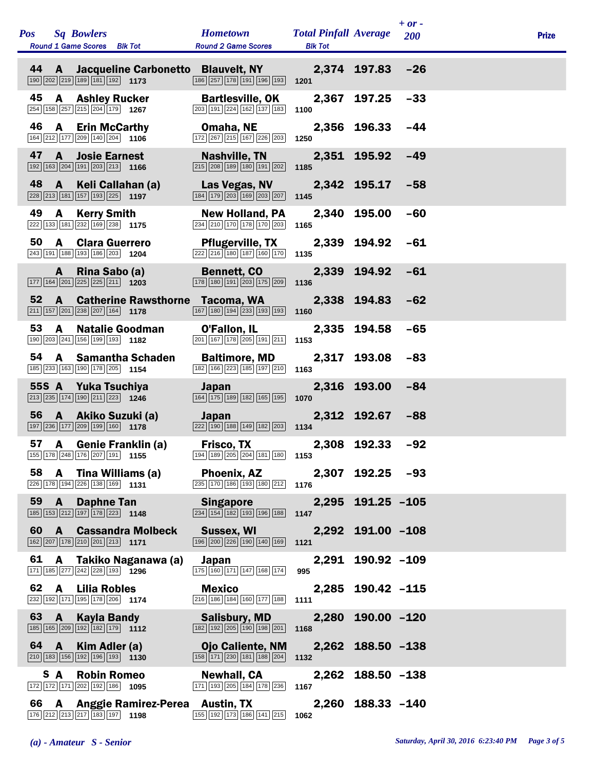| Pos | Sq | Bowlers | Round 1 Game Scores | Blk Tot | Hometown | Round 2 Game Scores | Blk Tot | Total Pinfall | Average | + or - 200 | Prize |
|---|---|---|---|---|---|---|---|---|---|---|---|
| 44 | A | Jacqueline Carbonetto | 190 202 219 189 181 192 | 1173 | Blauvelt, NY | 186 257 178 191 196 193 | 1201 | 2,374 | 197.83 | -26 | |
| 45 | A | Ashley Rucker | 254 158 257 215 204 179 | 1267 | Bartlesville, OK | 203 191 224 162 137 183 | 1100 | 2,367 | 197.25 | -33 | |
| 46 | A | Erin McCarthy | 164 212 177 209 140 204 | 1106 | Omaha, NE | 172 267 215 167 226 203 | 1250 | 2,356 | 196.33 | -44 | |
| 47 | A | Josie Earnest | 192 163 204 191 203 213 | 1166 | Nashville, TN | 215 208 189 180 191 202 | 1185 | 2,351 | 195.92 | -49 | |
| 48 | A | Keli Callahan (a) | 228 213 181 157 193 225 | 1197 | Las Vegas, NV | 184 179 203 169 203 207 | 1145 | 2,342 | 195.17 | -58 | |
| 49 | A | Kerry Smith | 222 133 181 232 169 238 | 1175 | New Holland, PA | 234 210 170 178 170 203 | 1165 | 2,340 | 195.00 | -60 | |
| 50 | A | Clara Guerrero | 243 191 188 193 186 203 | 1204 | Pflugerville, TX | 222 216 180 187 160 170 | 1135 | 2,339 | 194.92 | -61 | |
| | A | Rina Sabo (a) | 177 164 201 225 225 211 | 1203 | Bennett, CO | 178 180 191 203 175 209 | 1136 | 2,339 | 194.92 | -61 | |
| 52 | A | Catherine Rawsthorne | 211 157 201 238 207 164 | 1178 | Tacoma, WA | 167 180 194 233 193 193 | 1160 | 2,338 | 194.83 | -62 | |
| 53 | A | Natalie Goodman | 190 203 241 156 199 193 | 1182 | O'Fallon, IL | 201 167 178 205 191 211 | 1153 | 2,335 | 194.58 | -65 | |
| 54 | A | Samantha Schaden | 185 233 163 190 178 205 | 1154 | Baltimore, MD | 182 166 223 185 197 210 | 1163 | 2,317 | 193.08 | -83 | |
| 55 | S A | Yuka Tsuchiya | 213 235 174 190 211 223 | 1246 | Japan | 164 175 189 182 165 195 | 1070 | 2,316 | 193.00 | -84 | |
| 56 | A | Akiko Suzuki (a) | 197 236 177 209 199 160 | 1178 | Japan | 222 190 188 149 182 203 | 1134 | 2,312 | 192.67 | -88 | |
| 57 | A | Genie Franklin (a) | 155 178 248 176 207 191 | 1155 | Frisco, TX | 194 189 205 204 181 180 | 1153 | 2,308 | 192.33 | -92 | |
| 58 | A | Tina Williams (a) | 226 178 194 226 138 169 | 1131 | Phoenix, AZ | 235 170 186 193 180 212 | 1176 | 2,307 | 192.25 | -93 | |
| 59 | A | Daphne Tan | 185 153 212 197 178 223 | 1148 | Singapore | 234 154 182 193 196 188 | 1147 | 2,295 | 191.25 | -105 | |
| 60 | A | Cassandra Molbeck | 162 207 178 210 201 213 | 1171 | Sussex, WI | 196 200 226 190 140 169 | 1121 | 2,292 | 191.00 | -108 | |
| 61 | A | Takiko Naganawa (a) | 171 185 277 242 228 193 | 1296 | Japan | 175 160 171 147 168 174 | 995 | 2,291 | 190.92 | -109 | |
| 62 | A | Lilia Robles | 232 192 171 195 178 206 | 1174 | Mexico | 216 186 184 160 177 188 | 1111 | 2,285 | 190.42 | -115 | |
| 63 | A | Kayla Bandy | 185 165 209 192 182 179 | 1112 | Salisbury, MD | 182 192 205 190 198 201 | 1168 | 2,280 | 190.00 | -120 | |
| 64 | A | Kim Adler (a) | 210 183 156 192 196 193 | 1130 | Ojo Caliente, NM | 158 171 230 181 188 204 | 1132 | 2,262 | 188.50 | -138 | |
| | S A | Robin Romeo | 172 172 171 202 192 186 | 1095 | Newhall, CA | 171 193 205 184 178 236 | 1167 | 2,262 | 188.50 | -138 | |
| 66 | A | Anggie Ramirez-Perea | 176 212 213 217 183 197 | 1198 | Austin, TX | 155 192 173 186 141 215 | 1062 | 2,260 | 188.33 | -140 | |

*(a) - Amateur S - Senior*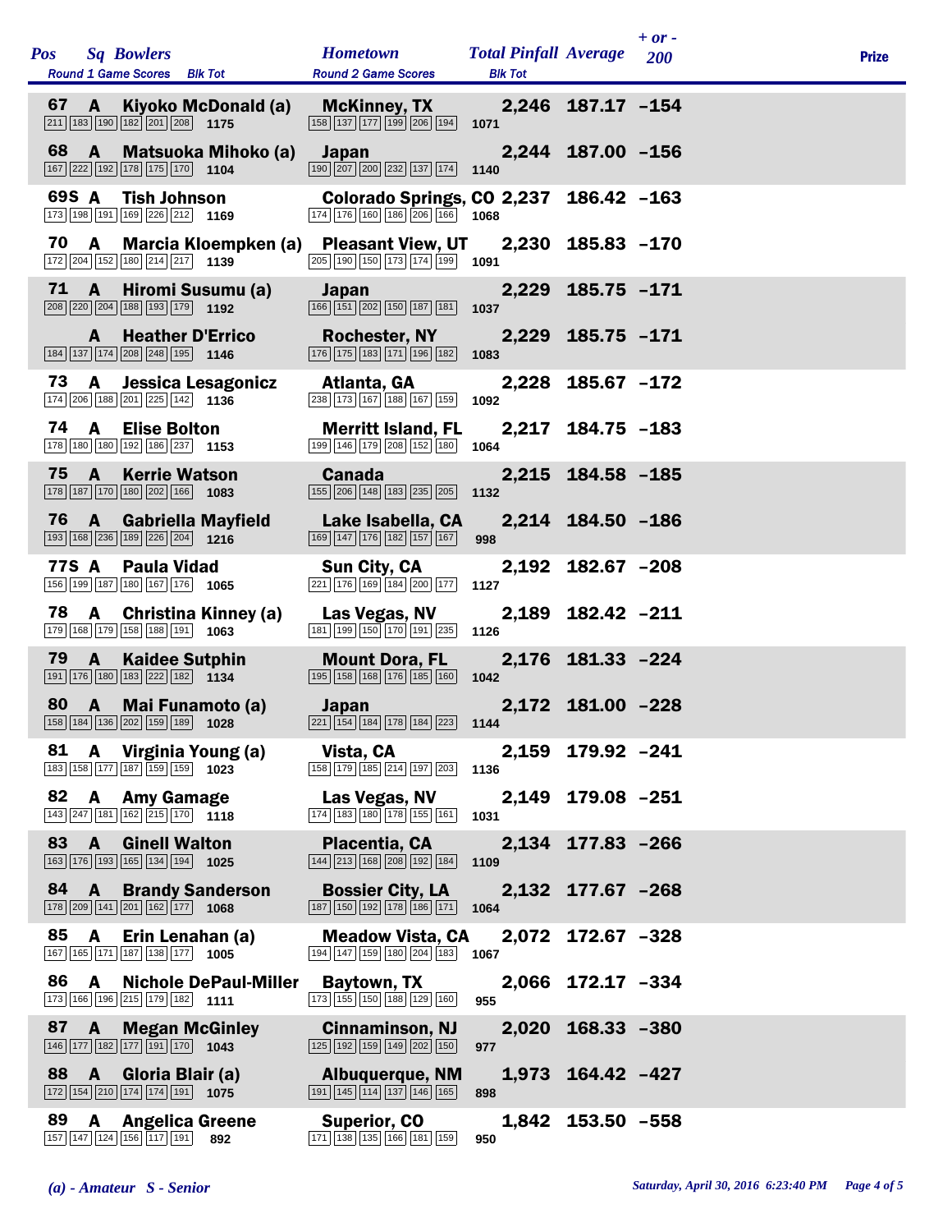| Pos | Sq | Bowlers | Hometown | Total Pinfall | Average | + or - 200 | Prize |
|---|---|---|---|---|---|---|---|
| | | Round 1 Game Scores / Blk Tot | Round 2 Game Scores / Blk Tot | | | | |
| 67 | A | Kiyoko McDonald (a) | McKinney, TX | 2,246 | 187.17 | -154 | |
| | | 211 183 190 182 201 208 **1175** | 158 137 177 199 206 194 **1071** | | | | |
| 68 | A | Matsuoka Mihoko (a) | Japan | 2,244 | 187.00 | -156 | |
| | | 167 222 192 178 175 170 **1104** | 190 207 200 232 137 174 **1140** | | | | |
| 69S | A | Tish Johnson | Colorado Springs, CO | 2,237 | 186.42 | -163 | |
| | | 173 198 191 169 226 212 **1169** | 174 176 160 186 206 166 **1068** | | | | |
| 70 | A | Marcia Kloempken (a) | Pleasant View, UT | 2,230 | 185.83 | -170 | |
| | | 172 204 152 180 214 217 **1139** | 205 190 150 173 174 199 **1091** | | | | |
| 71 | A | Hiromi Susumu (a) | Japan | 2,229 | 185.75 | -171 | |
| | | 208 220 204 188 193 179 **1192** | 166 151 202 150 187 181 **1037** | | | | |
| | A | Heather D'Errico | Rochester, NY | 2,229 | 185.75 | -171 | |
| | | 184 137 174 208 248 195 **1146** | 176 175 183 171 196 182 **1083** | | | | |
| 73 | A | Jessica Lesagonicz | Atlanta, GA | 2,228 | 185.67 | -172 | |
| | | 174 206 188 201 225 142 **1136** | 238 173 167 188 167 159 **1092** | | | | |
| 74 | A | Elise Bolton | Merritt Island, FL | 2,217 | 184.75 | -183 | |
| | | 178 180 180 192 186 237 **1153** | 199 146 179 208 152 180 **1064** | | | | |
| 75 | A | Kerrie Watson | Canada | 2,215 | 184.58 | -185 | |
| | | 178 187 170 180 202 166 **1083** | 155 206 148 183 235 205 **1132** | | | | |
| 76 | A | Gabriella Mayfield | Lake Isabella, CA | 2,214 | 184.50 | -186 | |
| | | 193 168 236 189 226 204 **1216** | 169 147 176 182 157 167 **998** | | | | |
| 77S | A | Paula Vidad | Sun City, CA | 2,192 | 182.67 | -208 | |
| | | 156 199 187 180 167 176 **1065** | 221 176 169 184 200 177 **1127** | | | | |
| 78 | A | Christina Kinney (a) | Las Vegas, NV | 2,189 | 182.42 | -211 | |
| | | 179 168 179 158 188 191 **1063** | 181 199 150 170 191 235 **1126** | | | | |
| 79 | A | Kaidee Sutphin | Mount Dora, FL | 2,176 | 181.33 | -224 | |
| | | 191 176 180 183 222 182 **1134** | 195 158 168 176 185 160 **1042** | | | | |
| 80 | A | Mai Funamoto (a) | Japan | 2,172 | 181.00 | -228 | |
| | | 158 184 136 202 159 189 **1028** | 221 154 184 178 184 223 **1144** | | | | |
| 81 | A | Virginia Young (a) | Vista, CA | 2,159 | 179.92 | -241 | |
| | | 183 158 177 187 159 159 **1023** | 158 179 185 214 197 203 **1136** | | | | |
| 82 | A | Amy Gamage | Las Vegas, NV | 2,149 | 179.08 | -251 | |
| | | 143 247 181 162 215 170 **1118** | 174 183 180 178 155 161 **1031** | | | | |
| 83 | A | Ginell Walton | Placentia, CA | 2,134 | 177.83 | -266 | |
| | | 163 176 193 165 134 194 **1025** | 144 213 168 208 192 184 **1109** | | | | |
| 84 | A | Brandy Sanderson | Bossier City, LA | 2,132 | 177.67 | -268 | |
| | | 178 209 141 201 162 177 **1068** | 187 150 192 178 186 171 **1064** | | | | |
| 85 | A | Erin Lenahan (a) | Meadow Vista, CA | 2,072 | 172.67 | -328 | |
| | | 167 165 171 187 138 177 **1005** | 194 147 159 180 204 183 **1067** | | | | |
| 86 | A | Nichole DePaul-Miller | Baytown, TX | 2,066 | 172.17 | -334 | |
| | | 173 166 196 215 179 182 **1111** | 173 155 150 188 129 160 **955** | | | | |
| 87 | A | Megan McGinley | Cinnaminson, NJ | 2,020 | 168.33 | -380 | |
| | | 146 177 182 177 191 170 **1043** | 125 192 159 149 202 150 **977** | | | | |
| 88 | A | Gloria Blair (a) | Albuquerque, NM | 1,973 | 164.42 | -427 | |
| | | 172 154 210 174 174 191 **1075** | 191 145 114 137 146 165 **898** | | | | |
| 89 | A | Angelica Greene | Superior, CO | 1,842 | 153.50 | -558 | |
| | | 157 147 124 156 117 191 **892** | 171 138 135 166 181 159 **950** | | | | |

*(a) - Amateur S - Senior*

*Saturday, April 30, 2016 6:23:40 PM*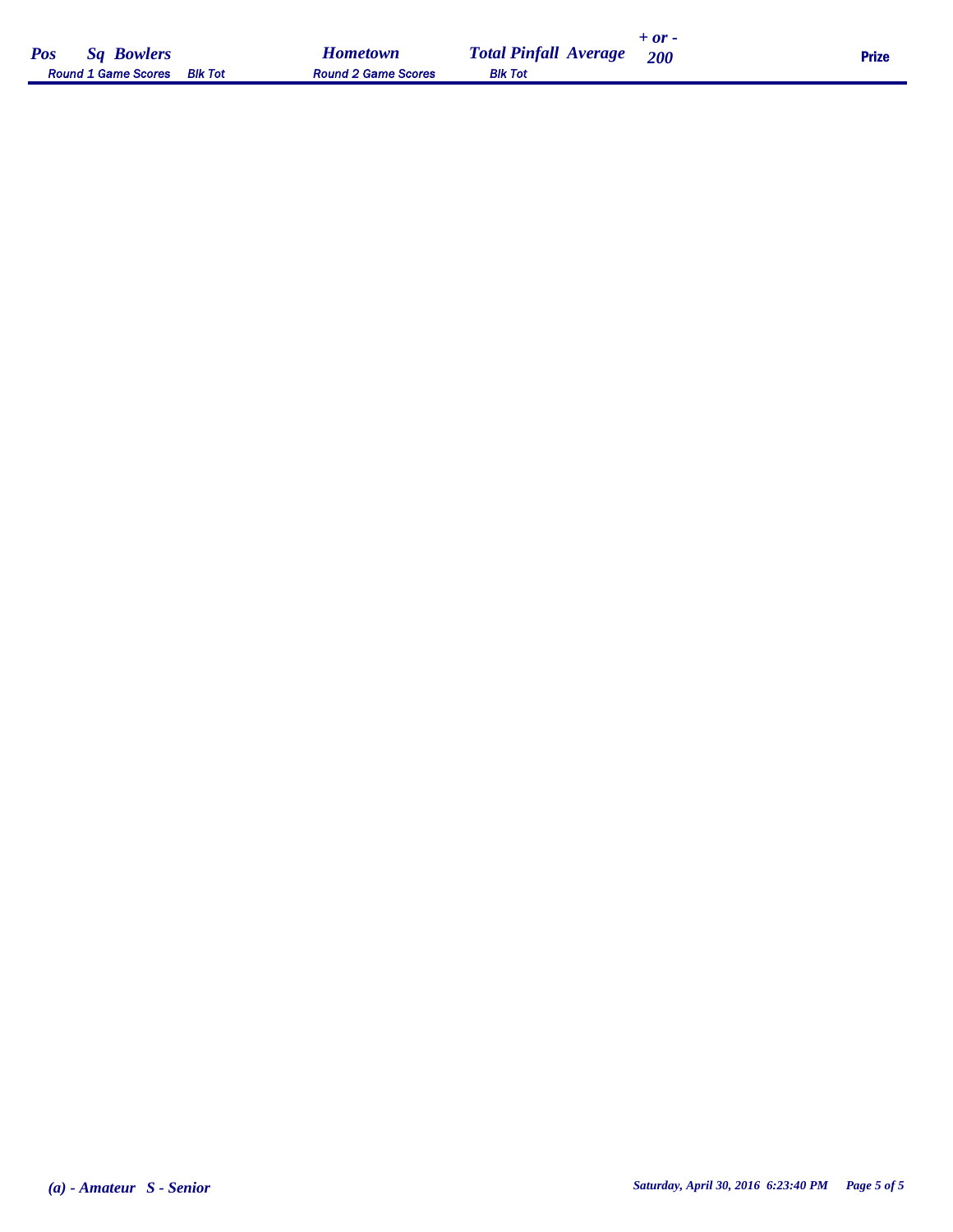| Pos | Sq | Bowlers | Hometown | Total Pinfall | Average | + or - 200 | Prize |
|---|---|---|---|---|---|---|---|
| | Round 1 Game Scores | Blk Tot | Round 2 Game Scores | Blk Tot | | | |

*(a) - Amateur S - Senior*